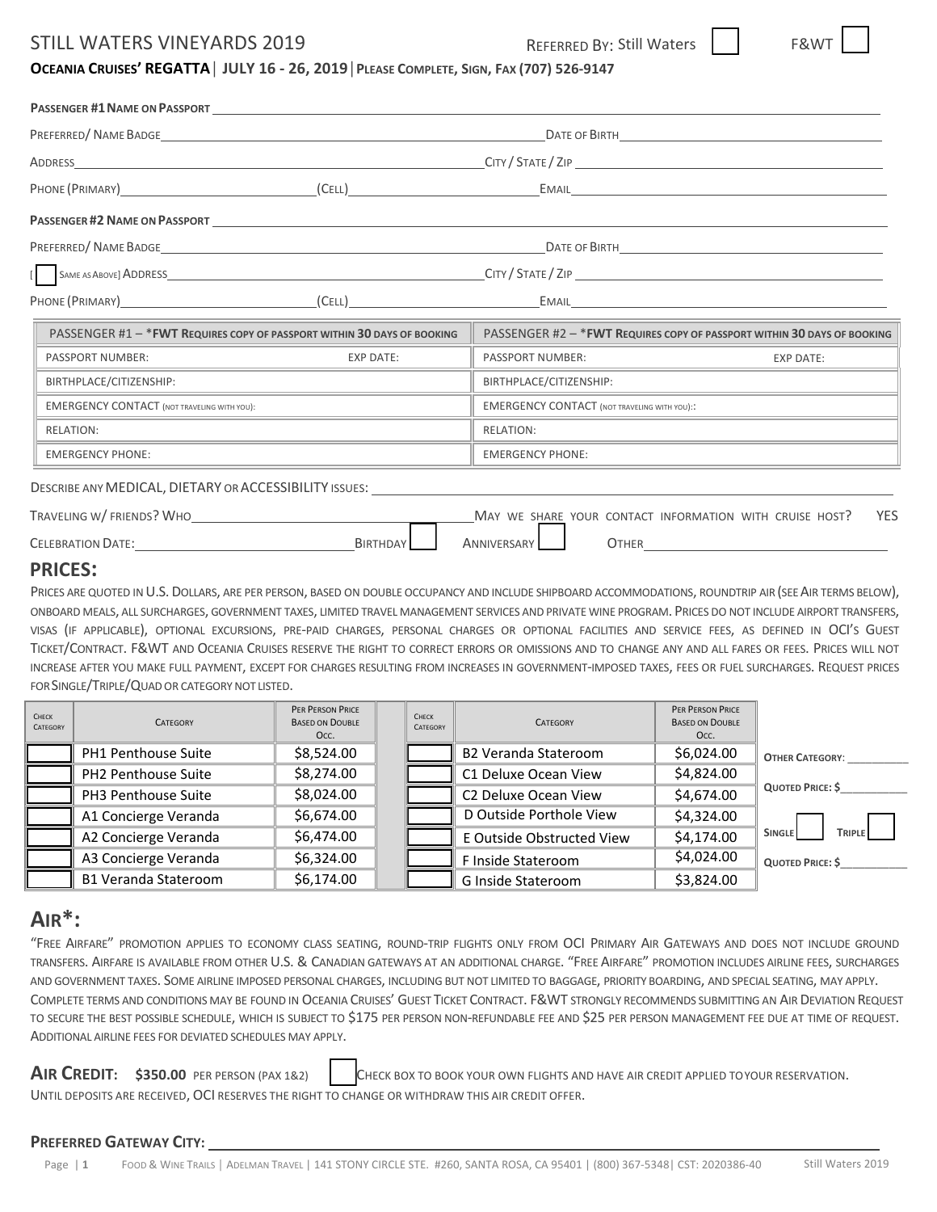# STILL WATERS VINEYARDS 2019

REFERRED BY: Still Waters ☐ F&WT ☐

**OCEANIA CRUISES' REGATTA** | **JULY 16 - 26, 2019** | **PLEASE COMPLETE, SIGN, FAX (707) 526-9147**

**PASSENGER #1 NAME ON PASSPORT** \_\_\_\_\_\_\_\_\_\_\_\_\_\_\_\_\_\_\_\_\_\_\_\_\_\_\_\_\_\_\_\_\_\_\_\_

PREFERRED/ NAME BADGE \_\_\_\_\_\_\_\_\_\_\_\_\_\_\_\_\_\_\_\_ DATE OF BIRTH \_\_\_\_\_\_\_\_\_\_\_\_\_\_\_\_\_\_\_\_

ADDRESS \_\_\_\_\_\_\_\_\_\_\_\_\_\_\_\_\_\_\_\_ CITY / STATE / ZIP \_\_\_\_\_\_\_\_\_\_\_\_\_\_\_\_\_\_\_\_

PHONE (PRIMARY) \_\_\_\_\_\_\_\_\_\_\_\_ (CELL) \_\_\_\_\_\_\_\_\_\_\_\_ EMAIL \_\_\_\_\_\_\_\_\_\_\_\_\_\_\_\_\_\_\_\_

**PASSENGER #2 NAME ON PASSPORT** \_\_\_\_\_\_\_\_\_\_\_\_\_\_\_\_\_\_\_\_\_\_\_\_\_\_\_\_\_\_\_\_\_\_\_\_

PREFERRED/ NAME BADGE \_\_\_\_\_\_\_\_\_\_\_\_\_\_\_\_\_\_\_\_ DATE OF BIRTH \_\_\_\_\_\_\_\_\_\_\_\_\_\_\_\_\_\_\_\_

[ ☐ SAME AS ABOVE] ADDRESS \_\_\_\_\_\_\_\_\_\_\_\_\_\_\_\_\_\_\_\_ CITY / STATE / ZIP \_\_\_\_\_\_\_\_\_\_\_\_\_\_\_\_\_\_\_\_

PHONE (PRIMARY) \_\_\_\_\_\_\_\_\_\_\_\_ (CELL) \_\_\_\_\_\_\_\_\_\_\_\_ EMAIL \_\_\_\_\_\_\_\_\_\_\_\_\_\_\_\_\_\_\_\_

| PASSENGER #1 – *FWT REQUIRES COPY OF PASSPORT WITHIN 30 DAYS OF BOOKING | | PASSENGER #2 – *FWT REQUIRES COPY OF PASSPORT WITHIN 30 DAYS OF BOOKING | |
|---|---|---|---|
| PASSPORT NUMBER: | EXP DATE: | PASSPORT NUMBER: | EXP DATE: |
| BIRTHPLACE/CITIZENSHIP: | | BIRTHPLACE/CITIZENSHIP: | |
| EMERGENCY CONTACT (NOT TRAVELING WITH YOU): | | EMERGENCY CONTACT (NOT TRAVELING WITH YOU):: | |
| RELATION: | | RELATION: | |
| EMERGENCY PHONE: | | EMERGENCY PHONE: | |

DESCRIBE ANY MEDICAL, DIETARY OR ACCESSIBILITY ISSUES: \_\_\_\_\_\_\_\_\_\_\_\_\_\_\_\_\_\_\_\_

TRAVELING W/ FRIENDS? WHO \_\_\_\_\_\_\_\_\_\_\_\_\_\_\_\_\_\_\_\_ MAY WE SHARE YOUR CONTACT INFORMATION WITH CRUISE HOST? YES

CELEBRATION DATE: \_\_\_\_\_\_\_\_\_\_\_\_ BIRTHDAY ☐ ANNIVERSARY ☐ OTHER \_\_\_\_\_\_\_\_\_\_\_\_

## PRICES:

PRICES ARE QUOTED IN U.S. DOLLARS, ARE PER PERSON, BASED ON DOUBLE OCCUPANCY AND INCLUDE SHIPBOARD ACCOMMODATIONS, ROUNDTRIP AIR (SEE AIR TERMS BELOW), ONBOARD MEALS, ALL SURCHARGES, GOVERNMENT TAXES, LIMITED TRAVEL MANAGEMENT SERVICES AND PRIVATE WINE PROGRAM. PRICES DO NOT INCLUDE AIRPORT TRANSFERS, VISAS (IF APPLICABLE), OPTIONAL EXCURSIONS, PRE-PAID CHARGES, PERSONAL CHARGES OR OPTIONAL FACILITIES AND SERVICE FEES, AS DEFINED IN OCI'S GUEST TICKET/CONTRACT. F&WT AND OCEANIA CRUISES RESERVE THE RIGHT TO CORRECT ERRORS OR OMISSIONS AND TO CHANGE ANY AND ALL FARES OR FEES. PRICES WILL NOT INCREASE AFTER YOU MAKE FULL PAYMENT, EXCEPT FOR CHARGES RESULTING FROM INCREASES IN GOVERNMENT-IMPOSED TAXES, FEES OR FUEL SURCHARGES. REQUEST PRICES FOR SINGLE/TRIPLE/QUAD OR CATEGORY NOT LISTED.

| CHECK CATEGORY | CATEGORY | PER PERSON PRICE BASED ON DOUBLE OCC. | CHECK CATEGORY | CATEGORY | PER PERSON PRICE BASED ON DOUBLE OCC. |
|---|---|---|---|---|---|
| ☐ | PH1 Penthouse Suite | $8,524.00 | ☐ | B2 Veranda Stateroom | $6,024.00 |
| ☐ | PH2 Penthouse Suite | $8,274.00 | ☐ | C1 Deluxe Ocean View | $4,824.00 |
| ☐ | PH3 Penthouse Suite | $8,024.00 | ☐ | C2 Deluxe Ocean View | $4,674.00 |
| ☐ | A1 Concierge Veranda | $6,674.00 | ☐ | D Outside Porthole View | $4,324.00 |
| ☐ | A2 Concierge Veranda | $6,474.00 | ☐ | E Outside Obstructed View | $4,174.00 |
| ☐ | A3 Concierge Veranda | $6,324.00 | ☐ | F Inside Stateroom | $4,024.00 |
| ☐ | B1 Veranda Stateroom | $6,174.00 | ☐ | G Inside Stateroom | $3,824.00 |

**OTHER CATEGORY**: \_\_\_\_\_\_\_\_\_\_

**QUOTED PRICE: $**\_\_\_\_\_\_\_\_\_\_

**SINGLE** ☐ **TRIPLE** ☐

**QUOTED PRICE: $**\_\_\_\_\_\_\_\_\_\_

## AIR*:

"FREE AIRFARE" PROMOTION APPLIES TO ECONOMY CLASS SEATING, ROUND-TRIP FLIGHTS ONLY FROM OCI PRIMARY AIR GATEWAYS AND DOES NOT INCLUDE GROUND TRANSFERS. AIRFARE IS AVAILABLE FROM OTHER U.S. & CANADIAN GATEWAYS AT AN ADDITIONAL CHARGE. "FREE AIRFARE" PROMOTION INCLUDES AIRLINE FEES, SURCHARGES AND GOVERNMENT TAXES. SOME AIRLINE IMPOSED PERSONAL CHARGES, INCLUDING BUT NOT LIMITED TO BAGGAGE, PRIORITY BOARDING, AND SPECIAL SEATING, MAY APPLY. COMPLETE TERMS AND CONDITIONS MAY BE FOUND IN OCEANIA CRUISES' GUEST TICKET CONTRACT. F&WT STRONGLY RECOMMENDS SUBMITTING AN AIR DEVIATION REQUEST TO SECURE THE BEST POSSIBLE SCHEDULE, WHICH IS SUBJECT TO $175 PER PERSON NON-REFUNDABLE FEE AND $25 PER PERSON MANAGEMENT FEE DUE AT TIME OF REQUEST. ADDITIONAL AIRLINE FEES FOR DEVIATED SCHEDULES MAY APPLY.

**AIR CREDIT: $350.00** PER PERSON (PAX 1&2) ☐ CHECK BOX TO BOOK YOUR OWN FLIGHTS AND HAVE AIR CREDIT APPLIED TO YOUR RESERVATION. UNTIL DEPOSITS ARE RECEIVED, OCI RESERVES THE RIGHT TO CHANGE OR WITHDRAW THIS AIR CREDIT OFFER.

**PREFERRED GATEWAY CITY:** \_\_\_\_\_\_\_\_\_\_\_\_\_\_\_\_\_\_\_\_\_\_\_\_\_\_\_\_\_\_\_\_\_\_\_\_

FOOD & WINE TRAILS | ADELMAN TRAVEL | 141 STONY CIRCLE STE. #260, SANTA ROSA, CA 95401 | (800) 367-5348 | CST: 2020386-40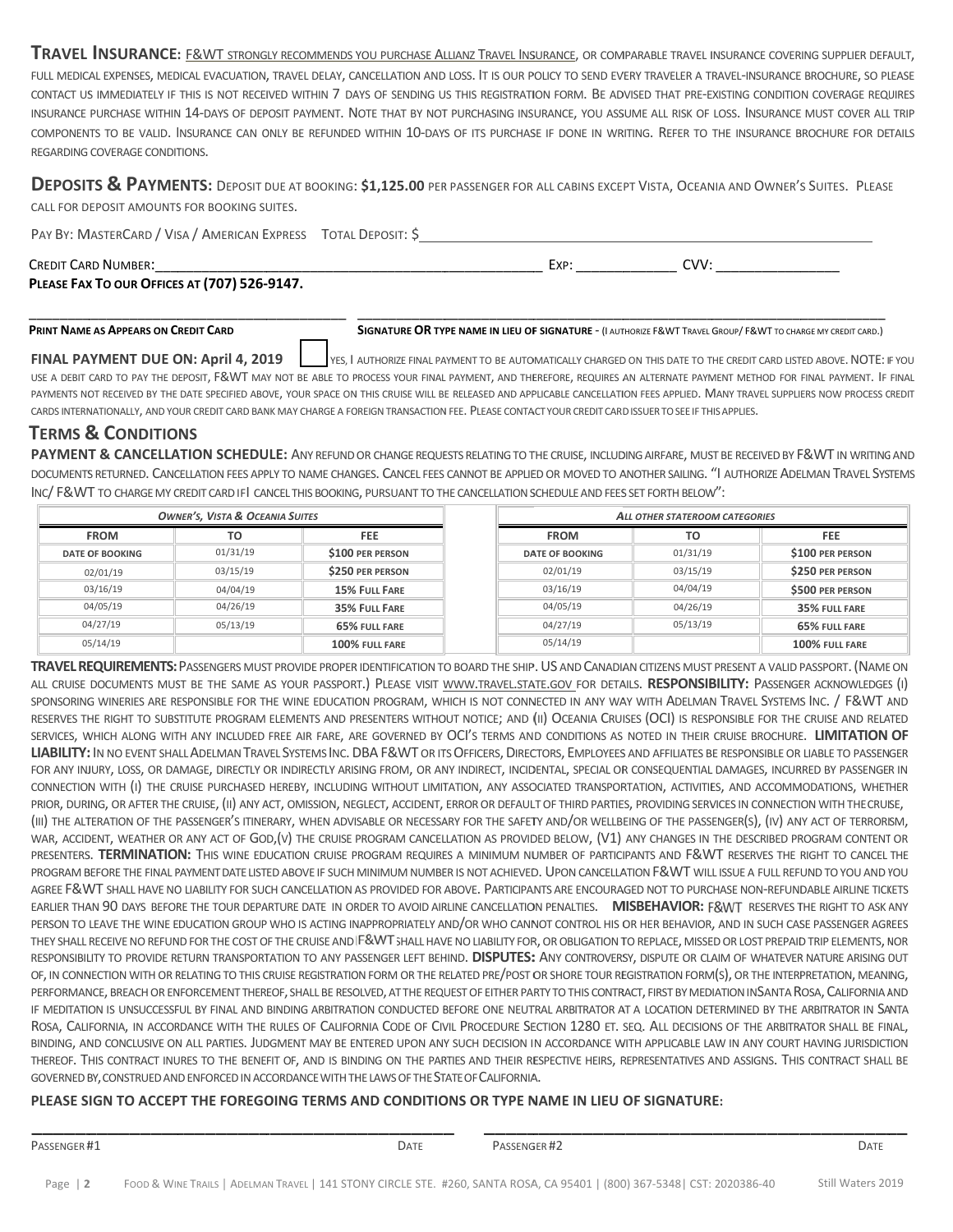**Travel Insurance**: F&WT strongly recommends you purchase Allianz Travel Insurance, or comparable travel insurance covering supplier default, full medical expenses, medical evacuation, travel delay, cancellation and loss. It is our policy to send every traveler a travel-insurance brochure, so please contact us immediately if this is not received within 7 days of sending us this registration form. Be advised that pre-existing condition coverage requires insurance purchase within 14-days of deposit payment. Note that by not purchasing insurance, you assume all risk of loss. Insurance must cover all trip components to be valid. Insurance can only be refunded within 10-days of its purchase if done in writing. Refer to the insurance brochure for details regarding coverage conditions.

**Deposits & Payments:** Deposit due at booking: **$1,125.00** per passenger for all cabins except Vista, Oceania and Owner's Suites. Please call for deposit amounts for booking suites.

Pay By: MasterCard / Visa / American Express Total Deposit: $____________________

Credit Card Number:____________________ Exp: __________ CVV: __________

**Please Fax To our Offices at (707) 526-9147.**

____________________ ____________________

**Print Name as Appears on Credit Card** **Signature OR type name in lieu of signature** - (I authorize F&WT Travel Group/ F&WT to charge my credit card.)

**FINAL PAYMENT DUE ON: April 4, 2019** ☐ Yes, I authorize final payment to be automatically charged on this date to the credit card listed above. NOTE: if you use a debit card to pay the deposit, F&WT may not be able to process your final payment, and therefore, requires an alternate payment method for final payment. If final payments not received by the date specified above, your space on this cruise will be released and applicable cancellation fees applied. Many travel suppliers now process credit cards internationally, and your credit card bank may charge a foreign transaction fee. Please contact your credit card issuer to see if this applies.

## Terms & Conditions

**PAYMENT & CANCELLATION SCHEDULE:** Any refund or change requests relating to the cruise, including airfare, must be received by F&WT in writing and documents returned. Cancellation fees apply to name changes. Cancel fees cannot be applied or moved to another sailing. "I authorize Adelman Travel Systems Inc/ F&WT to charge my credit card if I cancel this booking, pursuant to the cancellation schedule and fees set forth below":

| *Owner's, Vista & Oceania Suites* | | |
|---|---|---|
| **FROM** | **TO** | **FEE** |
| **Date of Booking** | 01/31/19 | **$100 per person** |
| 02/01/19 | 03/15/19 | **$250 per person** |
| 03/16/19 | 04/04/19 | **15% Full Fare** |
| 04/05/19 | 04/26/19 | **35% Full Fare** |
| 04/27/19 | 05/13/19 | **65% full fare** |
| 05/14/19 | | **100% full fare** |

| *All other stateroom categories* | | |
|---|---|---|
| **FROM** | **TO** | **FEE** |
| **Date of Booking** | 01/31/19 | **$100 per person** |
| 02/01/19 | 03/15/19 | **$250 per person** |
| 03/16/19 | 04/04/19 | **$500 per person** |
| 04/05/19 | 04/26/19 | **35% full fare** |
| 04/27/19 | 05/13/19 | **65% full fare** |
| 05/14/19 | | **100% full fare** |

**TRAVEL REQUIREMENTS:** Passengers must provide proper identification to board the ship. US and Canadian citizens must present a valid passport. (Name on all cruise documents must be the same as your passport.) Please visit www.travel.state.gov for details. **RESPONSIBILITY:** Passenger acknowledges (i) sponsoring wineries are responsible for the wine education program, which is not connected in any way with Adelman Travel Systems Inc. / F&WT and reserves the right to substitute program elements and presenters without notice; and (ii) Oceania Cruises (OCI) is responsible for the cruise and related services, which along with any included free air fare, are governed by OCI's terms and conditions as noted in their cruise brochure. **LIMITATION OF LIABILITY:** In no event shall Adelman Travel Systems Inc. DBA F&WT or its Officers, Directors, Employees and affiliates be responsible or liable to passenger for any injury, loss, or damage, directly or indirectly arising from, or any indirect, incidental, special or consequential damages, incurred by passenger in connection with (i) the cruise purchased hereby, including without limitation, any associated transportation, activities, and accommodations, whether prior, during, or after the cruise, (ii) any act, omission, neglect, accident, error or default of third parties, providing services in connection with the cruise, (iii) the alteration of the passenger's itinerary, when advisable or necessary for the safety and/or wellbeing of the passenger(s), (iv) any act of terrorism, war, accident, weather or any act of God,(v) the cruise program cancellation as provided below, (V1) any changes in the described program content or presenters. **TERMINATION:** This wine education cruise program requires a minimum number of participants and F&WT reserves the right to cancel the program before the final payment date listed above if such minimum number is not achieved. Upon cancellation F&WT will issue a full refund to you and you agree F&WT shall have no liability for such cancellation as provided for above. Participants are encouraged not to purchase non-refundable airline tickets earlier than 90 days before the tour departure date in order to avoid airline cancellation penalties. **MISBEHAVIOR:** F&WT reserves the right to ask any person to leave the wine education group who is acting inappropriately and/or who cannot control his or her behavior, and in such case passenger agrees they shall receive no refund for the cost of the cruise and F&WT shall have no liability for, or obligation to replace, missed or lost prepaid trip elements, nor responsibility to provide return transportation to any passenger left behind. **DISPUTES:** Any controversy, dispute or claim of whatever nature arising out of, in connection with or relating to this cruise registration form or the related pre/post or shore tour registration form(s), or the interpretation, meaning, performance, breach or enforcement thereof, shall be resolved, at the request of either party to this contract, first by mediation in Santa Rosa, California and if meditation is unsuccessful by final and binding arbitration conducted before one neutral arbitrator at a location determined by the arbitrator in Santa Rosa, California, in accordance with the rules of California Code of Civil Procedure Section 1280 et. seq. All decisions of the arbitrator shall be final, binding, and conclusive on all parties. Judgment may be entered upon any such decision in accordance with applicable law in any court having jurisdiction thereof. This contract inures to the benefit of, and is binding on the parties and their respective heirs, representatives and assigns. This contract shall be governed by, construed and enforced in accordance with the laws of the State of California.

**PLEASE SIGN TO ACCEPT THE FOREGOING TERMS AND CONDITIONS OR TYPE NAME IN LIEU OF SIGNATURE:**

____________________ ____________________

Passenger #1 Date Passenger #2 Date

Food & Wine Trails | Adelman Travel | 141 Stony Circle Ste. #260, Santa Rosa, CA 95401 | (800) 367-5348| CST: 2020386-40 Still Waters 2019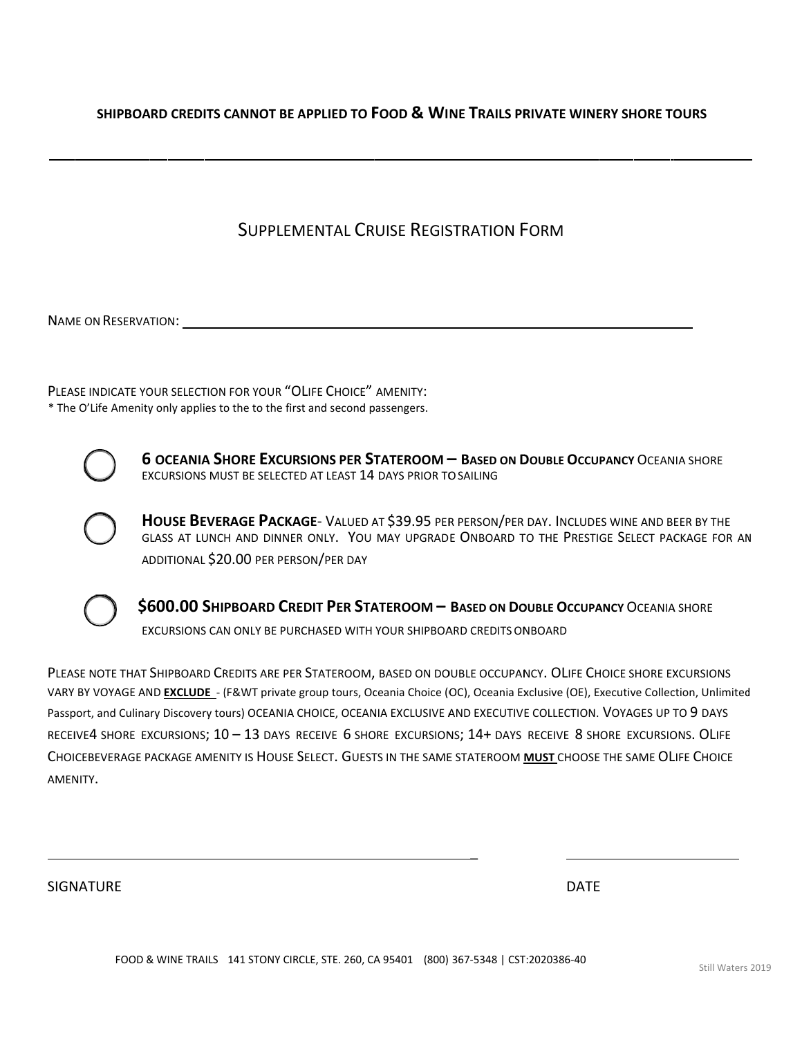**SHIPBOARD CREDITS CANNOT BE APPLIED TO FOOD & WINE TRAILS PRIVATE WINERY SHORE TOURS**

---

# SUPPLEMENTAL CRUISE REGISTRATION FORM

NAME ON RESERVATION: ______________________________________________

PLEASE INDICATE YOUR SELECTION FOR YOUR "OLIFE CHOICE" AMENITY:
* The O'Life Amenity only applies to the to the first and second passengers.

○ **6 OCEANIA SHORE EXCURSIONS PER STATEROOM – BASED ON DOUBLE OCCUPANCY** OCEANIA SHORE EXCURSIONS MUST BE SELECTED AT LEAST 14 DAYS PRIOR TO SAILING

○ **HOUSE BEVERAGE PACKAGE**- VALUED AT $39.95 PER PERSON/PER DAY. INCLUDES WINE AND BEER BY THE GLASS AT LUNCH AND DINNER ONLY. YOU MAY UPGRADE ONBOARD TO THE PRESTIGE SELECT PACKAGE FOR AN ADDITIONAL $20.00 PER PERSON/PER DAY

○ **$600.00 SHIPBOARD CREDIT PER STATEROOM – BASED ON DOUBLE OCCUPANCY** OCEANIA SHORE EXCURSIONS CAN ONLY BE PURCHASED WITH YOUR SHIPBOARD CREDITS ONBOARD

PLEASE NOTE THAT SHIPBOARD CREDITS ARE PER STATEROOM, BASED ON DOUBLE OCCUPANCY. OLIFE CHOICE SHORE EXCURSIONS VARY BY VOYAGE AND **EXCLUDE** - (F&WT private group tours, Oceania Choice (OC), Oceania Exclusive (OE), Executive Collection, Unlimited Passport, and Culinary Discovery tours) OCEANIA CHOICE, OCEANIA EXCLUSIVE AND EXECUTIVE COLLECTION. VOYAGES UP TO 9 DAYS RECEIVE4 SHORE EXCURSIONS; 10 – 13 DAYS RECEIVE 6 SHORE EXCURSIONS; 14+ DAYS RECEIVE 8 SHORE EXCURSIONS. OLIFE CHOICEBEVERAGE PACKAGE AMENITY IS HOUSE SELECT. GUESTS IN THE SAME STATEROOM **MUST** CHOOSE THE SAME OLIFE CHOICE AMENITY.

_______________________________________________ ____________________

SIGNATURE DATE

FOOD & WINE TRAILS 141 STONY CIRCLE, STE. 260, CA 95401 (800) 367-5348 | CST:2020386-40

Still Waters 2019